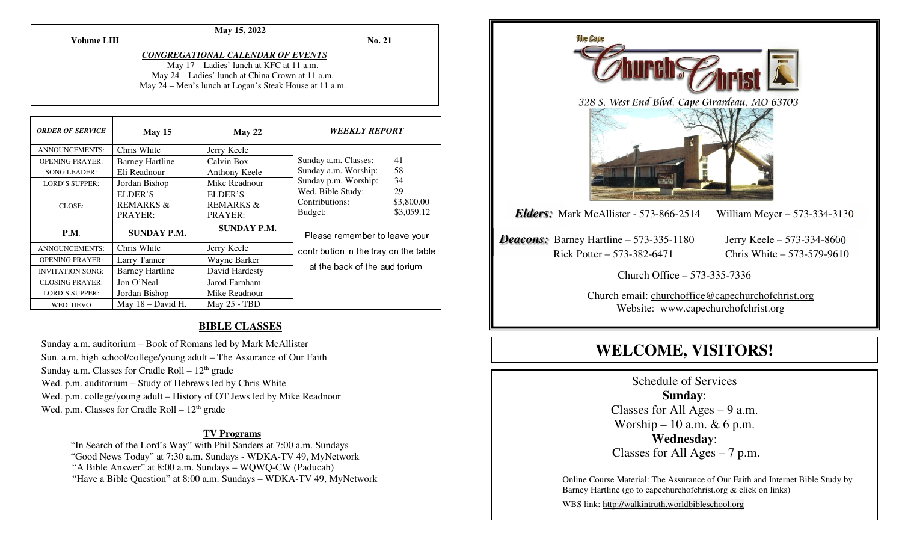May 15, 2022

**Volume LIII** **No. 21**

***CONGREGATIONAL CALENDAR OF EVENTS***

May 17 – Ladies' lunch at KFC at 11 a.m.
May 24 – Ladies' lunch at China Crown at 11 a.m.
May 24 – Men's lunch at Logan's Steak House at 11 a.m.

| *ORDER OF SERVICE* | May 15 | May 22 |
|---|---|---|
| ANNOUNCEMENTS: | Chris White | Jerry Keele |
| OPENING PRAYER: | Barney Hartline | Calvin Box |
| SONG LEADER: | Eli Readnour | Anthony Keele |
| LORD'S SUPPER: | Jordan Bishop | Mike Readnour |
| CLOSE: | ELDER'S REMARKS & PRAYER: | ELDER'S REMARKS & PRAYER: |
| **P.M.** | **SUNDAY P.M.** | **SUNDAY P.M.** |
| ANNOUNCEMENTS: | Chris White | Jerry Keele |
| OPENING PRAYER: | Larry Tanner | Wayne Barker |
| INVITATION SONG: | Barney Hartline | David Hardesty |
| CLOSING PRAYER: | Jon O'Neal | Jarod Farnham |
| LORD'S SUPPER: | Jordan Bishop | Mike Readnour |
| WED. DEVO | May 18 – David H. | May 25 - TBD |

***WEEKLY REPORT***

| | |
|---|---|
| Sunday a.m. Classes: | 41 |
| Sunday a.m. Worship: | 58 |
| Sunday p.m. Worship: | 34 |
| Wed. Bible Study: | 29 |
| Contributions: | $3,800.00 |
| Budget: | $3,059.12 |

Please remember to leave your contribution in the tray on the table at the back of the auditorium.

## BIBLE CLASSES

Sunday a.m. auditorium – Book of Romans led by Mark McAllister
Sun. a.m. high school/college/young adult – The Assurance of Our Faith
Sunday a.m. Classes for Cradle Roll – 12th grade
Wed. p.m. auditorium – Study of Hebrews led by Chris White
Wed. p.m. college/young adult – History of OT Jews led by Mike Readnour
Wed. p.m. Classes for Cradle Roll – 12th grade

### TV Programs

"In Search of the Lord's Way" with Phil Sanders at 7:00 a.m. Sundays
"Good News Today" at 7:30 a.m. Sundays - WDKA-TV 49, MyNetwork
"A Bible Answer" at 8:00 a.m. Sundays – WQWQ-CW (Paducah)
"Have a Bible Question" at 8:00 a.m. Sundays – WDKA-TV 49, MyNetwork

The Cape Church of Christ

*328 S. West End Blvd. Cape Girardeau, MO 63703*

***Elders:*** Mark McAllister - 573-866-2514 William Meyer – 573-334-3130

***Deacons:*** Barney Hartline – 573-335-1180 Jerry Keele – 573-334-8600
Rick Potter – 573-382-6471 Chris White – 573-579-9610

Church Office – 573-335-7336

Church email: churchoffice@capechurchofchrist.org
Website: www.capechurchofchrist.org

# WELCOME, VISITORS!

Schedule of Services

**Sunday**:
Classes for All Ages – 9 a.m.
Worship – 10 a.m. & 6 p.m.

**Wednesday**:
Classes for All Ages – 7 p.m.

Online Course Material: The Assurance of Our Faith and Internet Bible Study by Barney Hartline (go to capechurchofchrist.org & click on links)

WBS link: http://walkintruth.worldbibleschool.org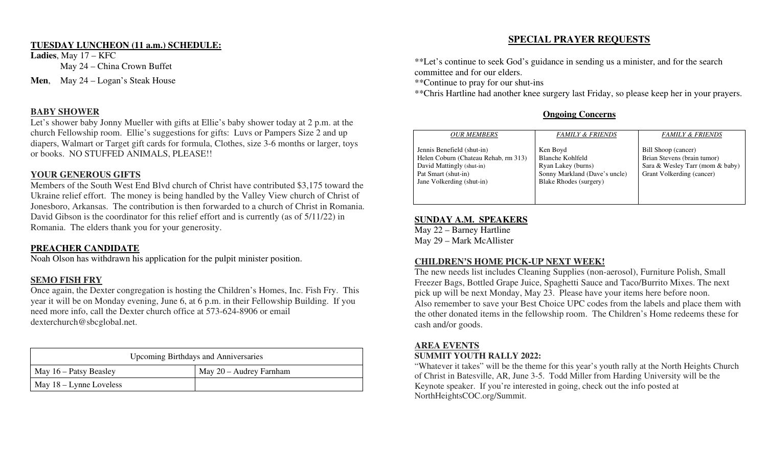**TUESDAY LUNCHEON (11 a.m.) SCHEDULE:**

**Ladies**, May 17 – KFC
May 24 – China Crown Buffet

**Men**, May 24 – Logan's Steak House

**BABY SHOWER**

Let's shower baby Jonny Mueller with gifts at Ellie's baby shower today at 2 p.m. at the church Fellowship room. Ellie's suggestions for gifts: Luvs or Pampers Size 2 and up diapers, Walmart or Target gift cards for formula, Clothes, size 3-6 months or larger, toys or books. NO STUFFED ANIMALS, PLEASE!!

**YOUR GENEROUS GIFTS**

Members of the South West End Blvd church of Christ have contributed $3,175 toward the Ukraine relief effort. The money is being handled by the Valley View church of Christ of Jonesboro, Arkansas. The contribution is then forwarded to a church of Christ in Romania. David Gibson is the coordinator for this relief effort and is currently (as of 5/11/22) in Romania. The elders thank you for your generosity.

**PREACHER CANDIDATE**

Noah Olson has withdrawn his application for the pulpit minister position.

**SEMO FISH FRY**

Once again, the Dexter congregation is hosting the Children's Homes, Inc. Fish Fry. This year it will be on Monday evening, June 6, at 6 p.m. in their Fellowship Building. If you need more info, call the Dexter church office at 573-624-8906 or email dexterchurch@sbcglobal.net.

| Upcoming Birthdays and Anniversaries | |
|---|---|
| May 16 – Patsy Beasley | May 20 – Audrey Farnham |
| May 18 – Lynne Loveless | |

## SPECIAL PRAYER REQUESTS

**Let's continue to seek God's guidance in sending us a minister, and for the search committee and for our elders.

**Continue to pray for our shut-ins

**Chris Hartline had another knee surgery last Friday, so please keep her in your prayers.

### Ongoing Concerns

| *OUR MEMBERS* | *FAMILY & FRIENDS* | *FAMILY & FRIENDS* |
|---|---|---|
| Jennis Benefield (shut-in) | Ken Boyd | Bill Shoop (cancer) |
| Helen Coburn (Chateau Rehab, rm 313) | Blanche Kohlfeld | Brian Stevens (brain tumor) |
| David Mattingly (shut-in) | Ryan Lakey (burns) | Sara & Wesley Tarr (mom & baby) |
| Pat Smart (shut-in) | Sonny Markland (Dave's uncle) | Grant Volkerding (cancer) |
| Jane Volkerding (shut-in) | Blake Rhodes (surgery) | |

**SUNDAY A.M. SPEAKERS**

May 22 – Barney Hartline
May 29 – Mark McAllister

**CHILDREN'S HOME PICK-UP NEXT WEEK!**

The new needs list includes Cleaning Supplies (non-aerosol), Furniture Polish, Small Freezer Bags, Bottled Grape Juice, Spaghetti Sauce and Taco/Burrito Mixes. The next pick up will be next Monday, May 23. Please have your items here before noon. Also remember to save your Best Choice UPC codes from the labels and place them with the other donated items in the fellowship room. The Children's Home redeems these for cash and/or goods.

**AREA EVENTS**

**SUMMIT YOUTH RALLY 2022:**

"Whatever it takes" will be the theme for this year's youth rally at the North Heights Church of Christ in Batesville, AR, June 3-5. Todd Miller from Harding University will be the Keynote speaker. If you're interested in going, check out the info posted at NorthHeightsCOC.org/Summit.